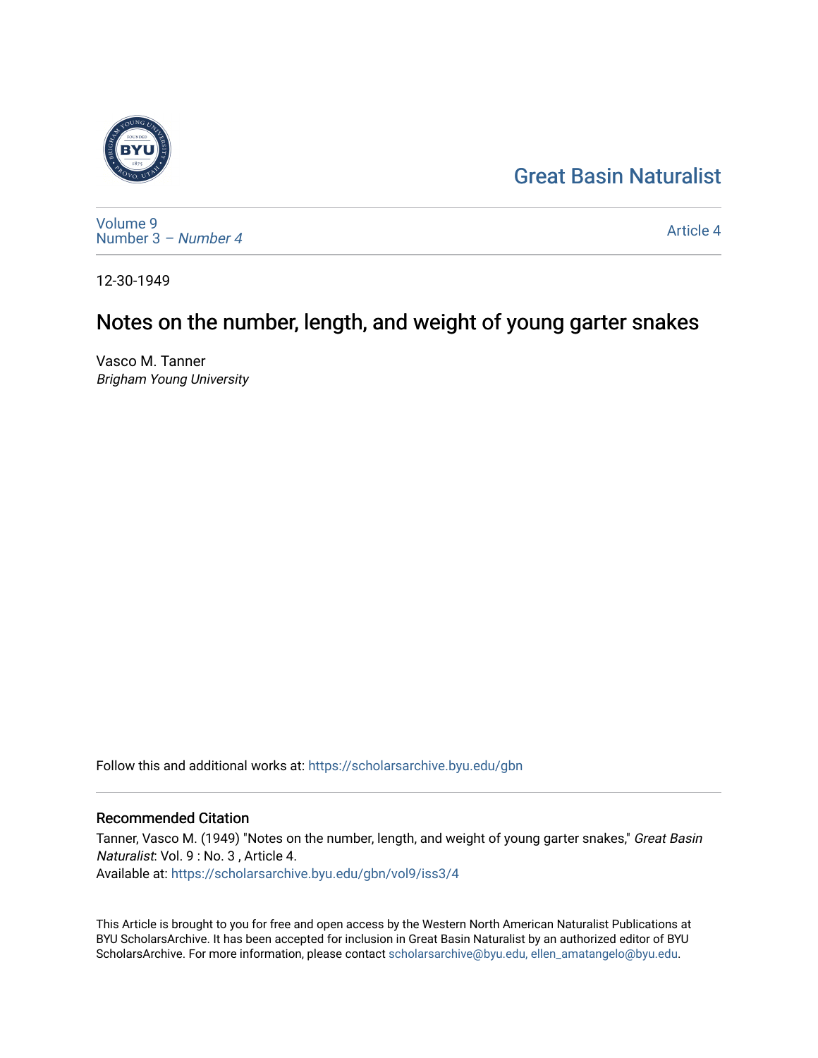Great Basin Naturalist

Volume 9
Number 3 – *Number 4*

Article 4

12-30-1949

# Notes on the number, length, and weight of young garter snakes

Vasco M. Tanner
*Brigham Young University*

Follow this and additional works at: https://scholarsarchive.byu.edu/gbn

## Recommended Citation

Tanner, Vasco M. (1949) "Notes on the number, length, and weight of young garter snakes," *Great Basin Naturalist*: Vol. 9 : No. 3 , Article 4.
Available at: https://scholarsarchive.byu.edu/gbn/vol9/iss3/4

This Article is brought to you for free and open access by the Western North American Naturalist Publications at BYU ScholarsArchive. It has been accepted for inclusion in Great Basin Naturalist by an authorized editor of BYU ScholarsArchive. For more information, please contact scholarsarchive@byu.edu, ellen_amatangelo@byu.edu.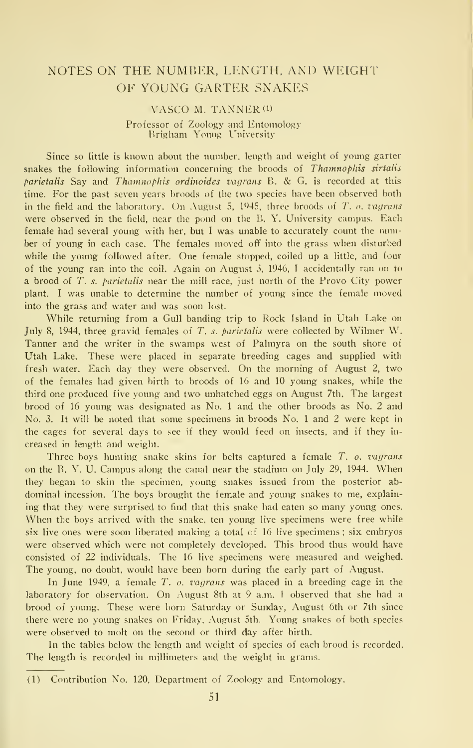# NOTES ON THE NUMBER, LENGTH, AND WEIGHT OF YOUNG GARTER SNAKES

VASCO M. TANNER [1]

Professor of Zoology and Entomology
Brigham Young University

Since so little is known about the number, length and weight of young garter snakes the following information concerning the broods of *Thamnophis sirtalis parietalis* Say and *Thamnophis ordinoides vagrans* B. & G. is recorded at this time. For the past seven years broods of the two species have been observed both in the field and the laboratory. On August 5, 1945, three broods of *T. o. vagrans* were observed in the field, near the pond on the B. Y. University campus. Each female had several young with her, but I was unable to accurately count the number of young in each case. The females moved off into the grass when disturbed while the young followed after. One female stopped, coiled up a little, and four of the young ran into the coil. Again on August 3, 1946, I accidentally ran on to a brood of *T. s. parietalis* near the mill race, just north of the Provo City power plant. I was unable to determine the number of young since the female moved into the grass and water and was soon lost.

While returning from a Gull banding trip to Rock Island in Utah Lake on July 8, 1944, three gravid females of *T. s. parietalis* were collected by Wilmer W. Tanner and the writer in the swamps west of Palmyra on the south shore of Utah Lake. These were placed in separate breeding cages and supplied with fresh water. Each day they were observed. On the morning of August 2, two of the females had given birth to broods of 16 and 10 young snakes, while the third one produced five young and two unhatched eggs on August 7th. The largest brood of 16 young was designated as No. 1 and the other broods as No. 2 and No. 3. It will be noted that some specimens in broods No. 1 and 2 were kept in the cages for several days to see if they would feed on insects, and if they increased in length and weight.

Three boys hunting snake skins for belts captured a female *T. o. vagrans* on the B. Y. U. Campus along the canal near the stadium on July 29, 1944. When they began to skin the specimen, young snakes issued from the posterior abdominal incession. The boys brought the female and young snakes to me, explaining that they were surprised to find that this snake had eaten so many young ones. When the boys arrived with the snake, ten young live specimens were free while six live ones were soon liberated making a total of 16 live specimens; six embryos were observed which were not completely developed. This brood thus would have consisted of 22 individuals. The 16 live specimens were measured and weighed. The young, no doubt, would have been born during the early part of August.

In June 1949, a female *T. o. vagrans* was placed in a breeding cage in the laboratory for observation. On August 8th at 9 a.m. I observed that she had a brood of young. These were born Saturday or Sunday, August 6th or 7th since there were no young snakes on Friday, August 5th. Young snakes of both species were observed to molt on the second or third day after birth.

In the tables below the length and weight of species of each brood is recorded. The length is recorded in millimeters and the weight in grams.

---

(1) Contribution No. 120, Department of Zoology and Entomology.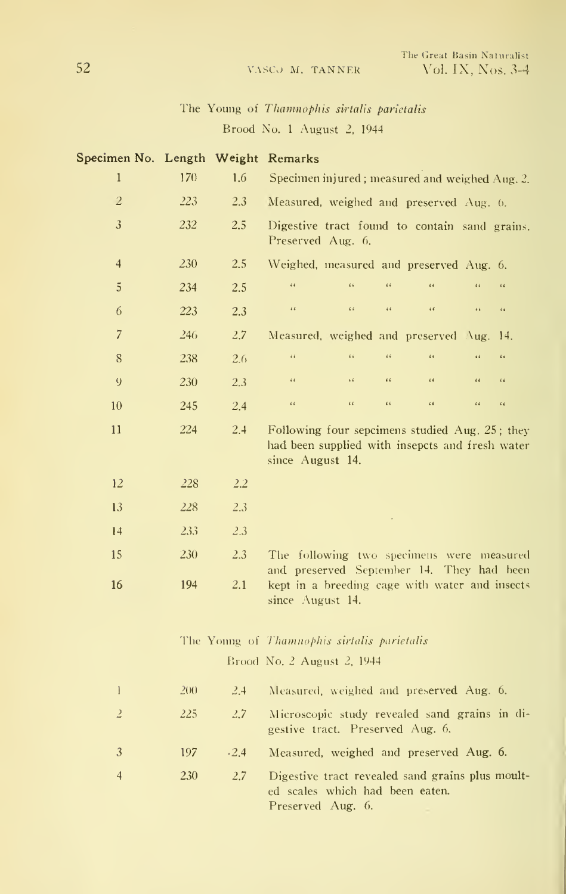The Young of *Thamnophis sirtalis parietalis*

Brood No. 1 August 2, 1944

| Specimen No. | Length | Weight | Remarks |
|---|---|---|---|
| 1 | 170 | 1.6 | Specimen injured; measured and weighed Aug. 2. |
| 2 | 223 | 2.3 | Measured, weighed and preserved Aug. 6. |
| 3 | 232 | 2.5 | Digestive tract found to contain sand grains. Preserved Aug. 6. |
| 4 | 230 | 2.5 | Weighed, measured and preserved Aug. 6. |
| 5 | 234 | 2.5 | " " " " " " |
| 6 | 223 | 2.3 | " " " " " " |
| 7 | 246 | 2.7 | Measured, weighed and preserved Aug. 14. |
| 8 | 238 | 2.6 | " " " " " " |
| 9 | 230 | 2.3 | " " " " " " |
| 10 | 245 | 2.4 | " " " " " " |
| 11 | 224 | 2.4 | Following four sepcimens studied Aug. 25; they had been supplied with insepcts and fresh water since August 14. |
| 12 | 228 | 2.2 | |
| 13 | 228 | 2.3 | |
| 14 | 233 | 2.3 | |
| 15 | 230 | 2.3 | The following two specimens were measured and preserved September 14. They had been kept in a breeding cage with water and insects since August 14. |
| 16 | 194 | 2.1 | |

The Young of *Thamnophis sirtalis parietalis*

Brood No. 2 August 2, 1944

| Specimen No. | Length | Weight | Remarks |
|---|---|---|---|
| 1 | 200 | 2.4 | Measured, weighed and preserved Aug. 6. |
| 2 | 225 | 2.7 | Microscopic study revealed sand grains in digestive tract. Preserved Aug. 6. |
| 3 | 197 | .2.4 | Measured, weighed and preserved Aug. 6. |
| 4 | 230 | 2.7 | Digestive tract revealed sand grains plus moulted scales which had been eaten. Preserved Aug. 6. |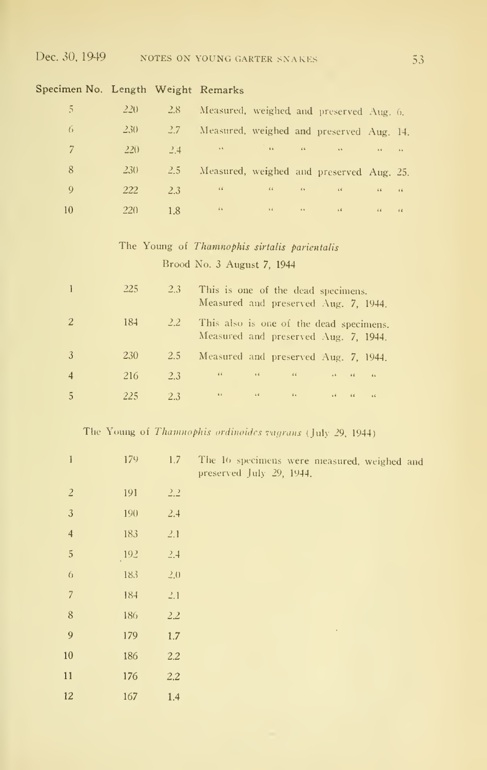| Specimen No. | Length | Weight | Remarks |
|---|---|---|---|
| 5 | 220 | 2.8 | Measured, weighed and preserved Aug. 6. |
| 6 | 230 | 2.7 | Measured, weighed and preserved Aug. 14. |
| 7 | 220 | 2.4 | " " " " " " |
| 8 | 230 | 2.5 | Measured, weighed and preserved Aug. 25. |
| 9 | 222 | 2.3 | " " " " " " |
| 10 | 220 | 1.8 | " " " " " " |

The Young of *Thamnophis sirtalis parientalis*

Brood No. 3 August 7, 1944

| Specimen No. | Length | Weight | Remarks |
|---|---|---|---|
| 1 | 225 | 2.3 | This is one of the dead specimens. Measured and preserved Aug. 7, 1944. |
| 2 | 184 | 2.2 | This also is one of the dead specimens. Measured and preserved Aug. 7, 1944. |
| 3 | 230 | 2.5 | Measured and preserved Aug. 7, 1944. |
| 4 | 216 | 2.3 | " " " " " " |
| 5 | 225 | 2.3 | " " " " " " |

The Young of *Thamnophis ordinoides vagrans* (July 29, 1944)

| Specimen No. | Length | Weight | Remarks |
|---|---|---|---|
| 1 | 179 | 1.7 | The 16 specimens were measured, weighed and preserved July 29, 1944. |
| 2 | 191 | 2.2 | |
| 3 | 190 | 2.4 | |
| 4 | 183 | 2.1 | |
| 5 | 192 | 2.4 | |
| 6 | 183 | 2.0 | |
| 7 | 184 | 2.1 | |
| 8 | 186 | 2.2 | |
| 9 | 179 | 1.7 | |
| 10 | 186 | 2.2 | |
| 11 | 176 | 2.2 | |
| 12 | 167 | 1.4 | |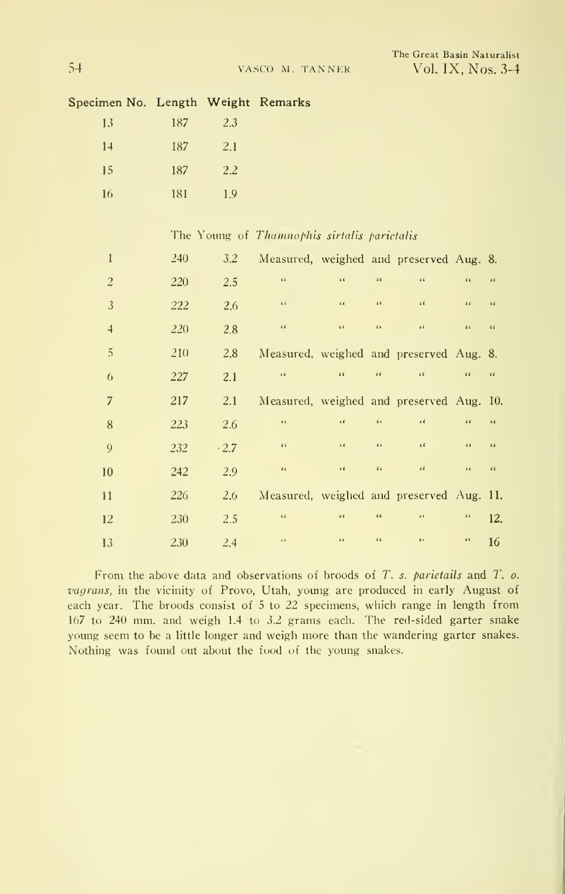| Specimen No. | Length | Weight | Remarks |
|---|---|---|---|
| 13 | 187 | 2.3 | |
| 14 | 187 | 2.1 | |
| 15 | 187 | 2.2 | |
| 16 | 181 | 1.9 | |

The Young of *Thamnophis sirtalis parietalis*

| Specimen No. | Length | Weight | Remarks |
|---|---|---|---|
| 1 | 240 | 3.2 | Measured, weighed and preserved Aug. 8. |
| 2 | 220 | 2.5 | " " " " " " |
| 3 | 222 | 2.6 | " " " " " " |
| 4 | 220 | 2.8 | " " " " " " |
| 5 | 210 | 2.8 | Measured, weighed and preserved Aug. 8. |
| 6 | 227 | 2.1 | " " " " " " |
| 7 | 217 | 2.1 | Measured, weighed and preserved Aug. 10. |
| 8 | 223 | 2.6 | " " " " " " |
| 9 | 232 | 2.7 | " " " " " " |
| 10 | 242 | 2.9 | " " " " " " |
| 11 | 226 | 2.6 | Measured, weighed and preserved Aug. 11. |
| 12 | 230 | 2.5 | " " " " " 12. |
| 13 | 230 | 2.4 | " " " " " 16 |

From the above data and observations of broods of *T. s. parietails* and *T. o. vagrans,* in the vicinity of Provo, Utah, young are produced in early August of each year. The broods consist of 5 to 22 specimens, which range in length from 167 to 240 mm. and weigh 1.4 to 3.2 grams each. The red-sided garter snake young seem to be a little longer and weigh more than the wandering garter snakes. Nothing was found out about the food of the young snakes.